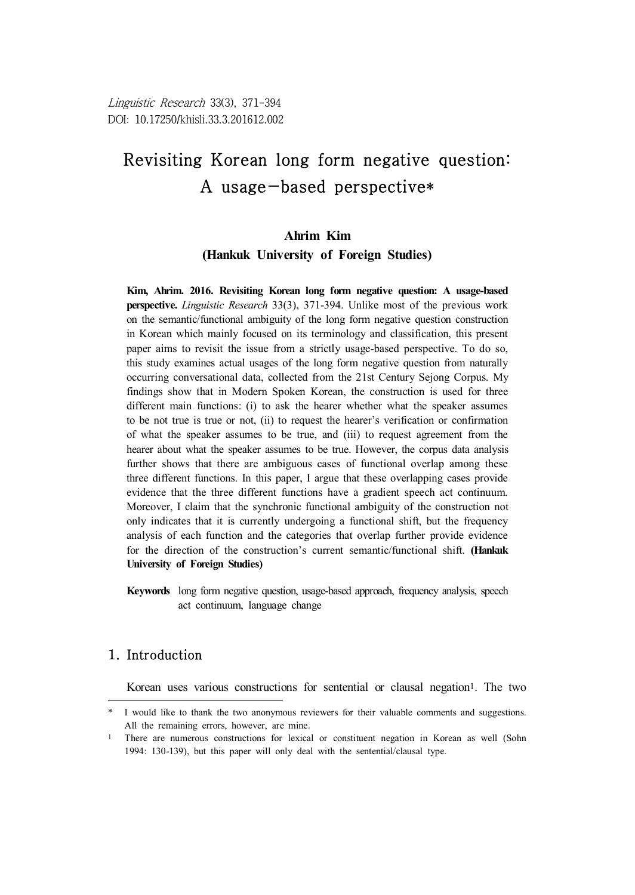Linguistic Research 33(3), 371-394
DOI: 10.17250/khisli.33.3.201612.002

# Revisiting Korean long form negative question: A usage-based perspective*

**Ahrim Kim**
**(Hankuk University of Foreign Studies)**

**Kim, Ahrim. 2016. Revisiting Korean long form negative question: A usage-based perspective.** *Linguistic Research* 33(3), 371-394. Unlike most of the previous work on the semantic/functional ambiguity of the long form negative question construction in Korean which mainly focused on its terminology and classification, this present paper aims to revisit the issue from a strictly usage-based perspective. To do so, this study examines actual usages of the long form negative question from naturally occurring conversational data, collected from the 21st Century Sejong Corpus. My findings show that in Modern Spoken Korean, the construction is used for three different main functions: (i) to ask the hearer whether what the speaker assumes to be not true is true or not, (ii) to request the hearer's verification or confirmation of what the speaker assumes to be true, and (iii) to request agreement from the hearer about what the speaker assumes to be true. However, the corpus data analysis further shows that there are ambiguous cases of functional overlap among these three different functions. In this paper, I argue that these overlapping cases provide evidence that the three different functions have a gradient speech act continuum. Moreover, I claim that the synchronic functional ambiguity of the construction not only indicates that it is currently undergoing a functional shift, but the frequency analysis of each function and the categories that overlap further provide evidence for the direction of the construction's current semantic/functional shift. **(Hankuk University of Foreign Studies)**

**Keywords** long form negative question, usage-based approach, frequency analysis, speech act continuum, language change

## 1. Introduction

Korean uses various constructions for sentential or clausal negation[1]. The two

---

\* I would like to thank the two anonymous reviewers for their valuable comments and suggestions. All the remaining errors, however, are mine.

[1] There are numerous constructions for lexical or constituent negation in Korean as well (Sohn 1994: 130-139), but this paper will only deal with the sentential/clausal type.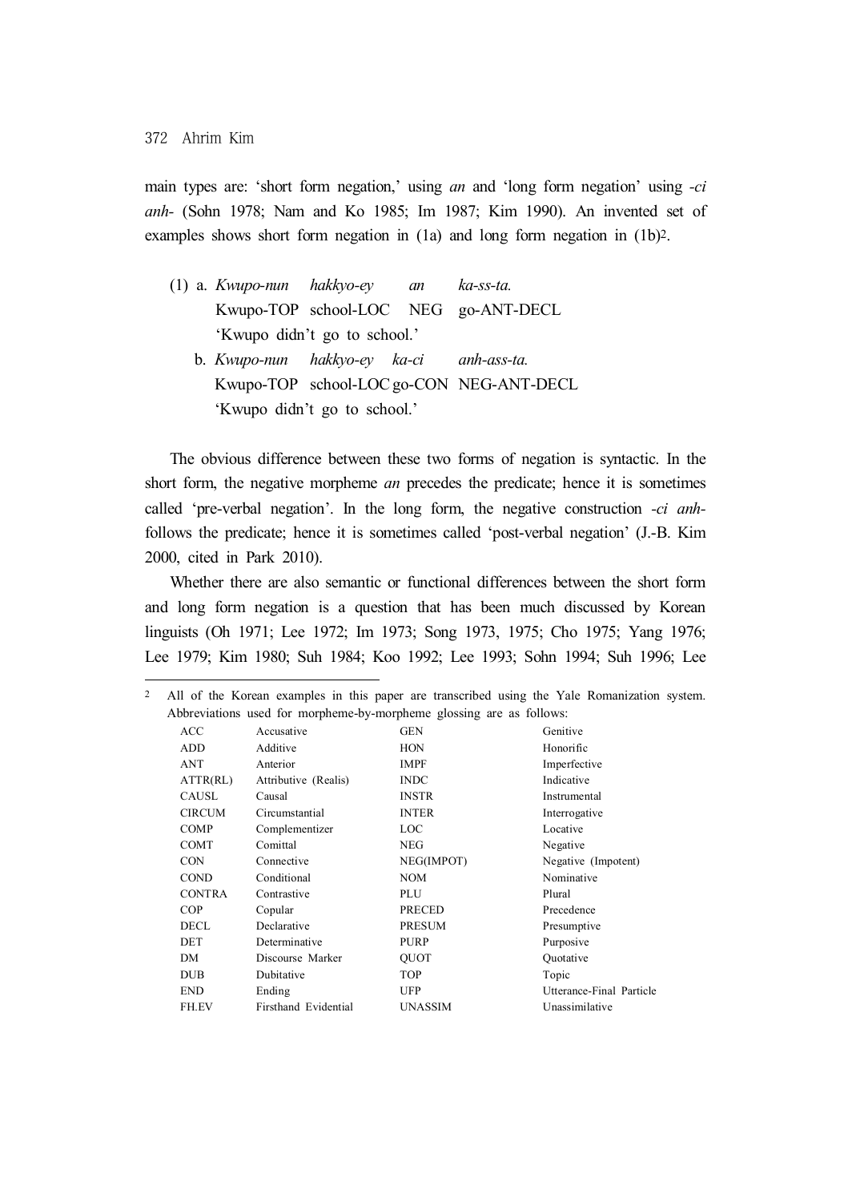main types are: 'short form negation,' using *an* and 'long form negation' using *-ci anh-* (Sohn 1978; Nam and Ko 1985; Im 1987; Kim 1990). An invented set of examples shows short form negation in (1a) and long form negation in (1b)[2].

(1) a. *Kwupo-nun hakkyo-ey an ka-ss-ta.*
Kwupo-TOP school-LOC NEG go-ANT-DECL
'Kwupo didn't go to school.'

b. *Kwupo-nun hakkyo-ey ka-ci anh-ass-ta.*
Kwupo-TOP school-LOC go-CON NEG-ANT-DECL
'Kwupo didn't go to school.'

The obvious difference between these two forms of negation is syntactic. In the short form, the negative morpheme *an* precedes the predicate; hence it is sometimes called 'pre-verbal negation'. In the long form, the negative construction *-ci anh-* follows the predicate; hence it is sometimes called 'post-verbal negation' (J.-B. Kim 2000, cited in Park 2010).

Whether there are also semantic or functional differences between the short form and long form negation is a question that has been much discussed by Korean linguists (Oh 1971; Lee 1972; Im 1973; Song 1973, 1975; Cho 1975; Yang 1976; Lee 1979; Kim 1980; Suh 1984; Koo 1992; Lee 1993; Sohn 1994; Suh 1996; Lee

---

[2] All of the Korean examples in this paper are transcribed using the Yale Romanization system. Abbreviations used for morpheme-by-morpheme glossing are as follows:

| | | | |
|---|---|---|---|
| ACC | Accusative | GEN | Genitive |
| ADD | Additive | HON | Honorific |
| ANT | Anterior | IMPF | Imperfective |
| ATTR(RL) | Attributive (Realis) | INDC | Indicative |
| CAUSL | Causal | INSTR | Instrumental |
| CIRCUM | Circumstantial | INTER | Interrogative |
| COMP | Complementizer | LOC | Locative |
| COMT | Comittal | NEG | Negative |
| CON | Connective | NEG(IMPOT) | Negative (Impotent) |
| COND | Conditional | NOM | Nominative |
| CONTRA | Contrastive | PLU | Plural |
| COP | Copular | PRECED | Precedence |
| DECL | Declarative | PRESUM | Presumptive |
| DET | Determinative | PURP | Purposive |
| DM | Discourse Marker | QUOT | Quotative |
| DUB | Dubitative | TOP | Topic |
| END | Ending | UFP | Utterance-Final Particle |
| FH.EV | Firsthand Evidential | UNASSIM | Unassimilative |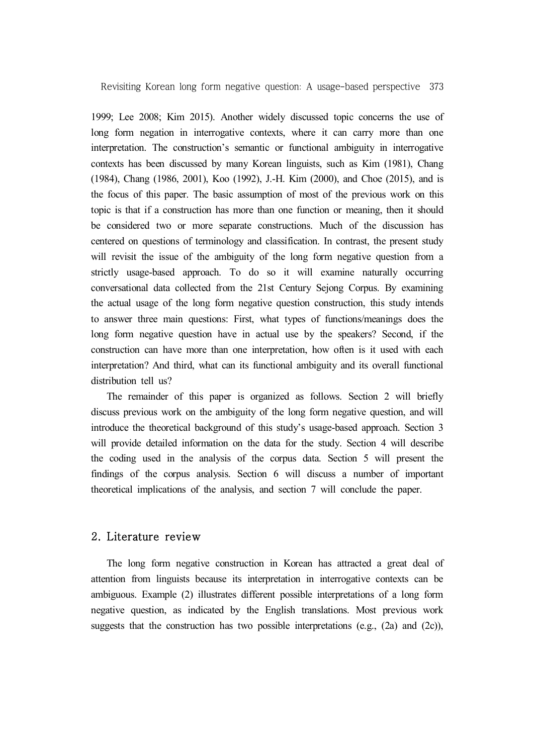1999; Lee 2008; Kim 2015). Another widely discussed topic concerns the use of long form negation in interrogative contexts, where it can carry more than one interpretation. The construction's semantic or functional ambiguity in interrogative contexts has been discussed by many Korean linguists, such as Kim (1981), Chang (1984), Chang (1986, 2001), Koo (1992), J.-H. Kim (2000), and Choe (2015), and is the focus of this paper. The basic assumption of most of the previous work on this topic is that if a construction has more than one function or meaning, then it should be considered two or more separate constructions. Much of the discussion has centered on questions of terminology and classification. In contrast, the present study will revisit the issue of the ambiguity of the long form negative question from a strictly usage-based approach. To do so it will examine naturally occurring conversational data collected from the 21st Century Sejong Corpus. By examining the actual usage of the long form negative question construction, this study intends to answer three main questions: First, what types of functions/meanings does the long form negative question have in actual use by the speakers? Second, if the construction can have more than one interpretation, how often is it used with each interpretation? And third, what can its functional ambiguity and its overall functional distribution tell us?

The remainder of this paper is organized as follows. Section 2 will briefly discuss previous work on the ambiguity of the long form negative question, and will introduce the theoretical background of this study's usage-based approach. Section 3 will provide detailed information on the data for the study. Section 4 will describe the coding used in the analysis of the corpus data. Section 5 will present the findings of the corpus analysis. Section 6 will discuss a number of important theoretical implications of the analysis, and section 7 will conclude the paper.

## 2. Literature review

The long form negative construction in Korean has attracted a great deal of attention from linguists because its interpretation in interrogative contexts can be ambiguous. Example (2) illustrates different possible interpretations of a long form negative question, as indicated by the English translations. Most previous work suggests that the construction has two possible interpretations (e.g., (2a) and (2c)),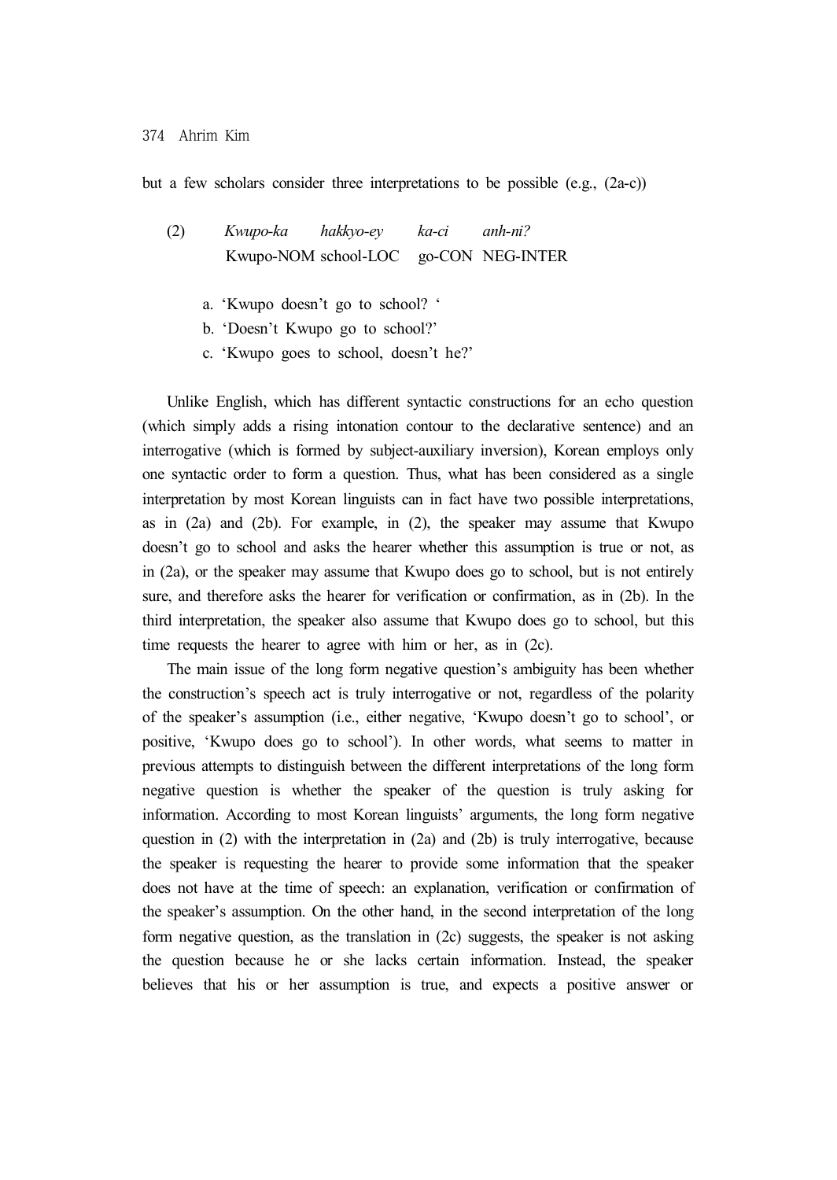but a few scholars consider three interpretations to be possible (e.g., (2a-c))

(2) *Kwupo-ka hakkyo-ey ka-ci anh-ni?*
Kwupo-NOM school-LOC go-CON NEG-INTER

a. 'Kwupo doesn't go to school? '
b. 'Doesn't Kwupo go to school?'
c. 'Kwupo goes to school, doesn't he?'

Unlike English, which has different syntactic constructions for an echo question (which simply adds a rising intonation contour to the declarative sentence) and an interrogative (which is formed by subject-auxiliary inversion), Korean employs only one syntactic order to form a question. Thus, what has been considered as a single interpretation by most Korean linguists can in fact have two possible interpretations, as in (2a) and (2b). For example, in (2), the speaker may assume that Kwupo doesn't go to school and asks the hearer whether this assumption is true or not, as in (2a), or the speaker may assume that Kwupo does go to school, but is not entirely sure, and therefore asks the hearer for verification or confirmation, as in (2b). In the third interpretation, the speaker also assume that Kwupo does go to school, but this time requests the hearer to agree with him or her, as in (2c).

The main issue of the long form negative question's ambiguity has been whether the construction's speech act is truly interrogative or not, regardless of the polarity of the speaker's assumption (i.e., either negative, 'Kwupo doesn't go to school', or positive, 'Kwupo does go to school'). In other words, what seems to matter in previous attempts to distinguish between the different interpretations of the long form negative question is whether the speaker of the question is truly asking for information. According to most Korean linguists' arguments, the long form negative question in (2) with the interpretation in (2a) and (2b) is truly interrogative, because the speaker is requesting the hearer to provide some information that the speaker does not have at the time of speech: an explanation, verification or confirmation of the speaker's assumption. On the other hand, in the second interpretation of the long form negative question, as the translation in (2c) suggests, the speaker is not asking the question because he or she lacks certain information. Instead, the speaker believes that his or her assumption is true, and expects a positive answer or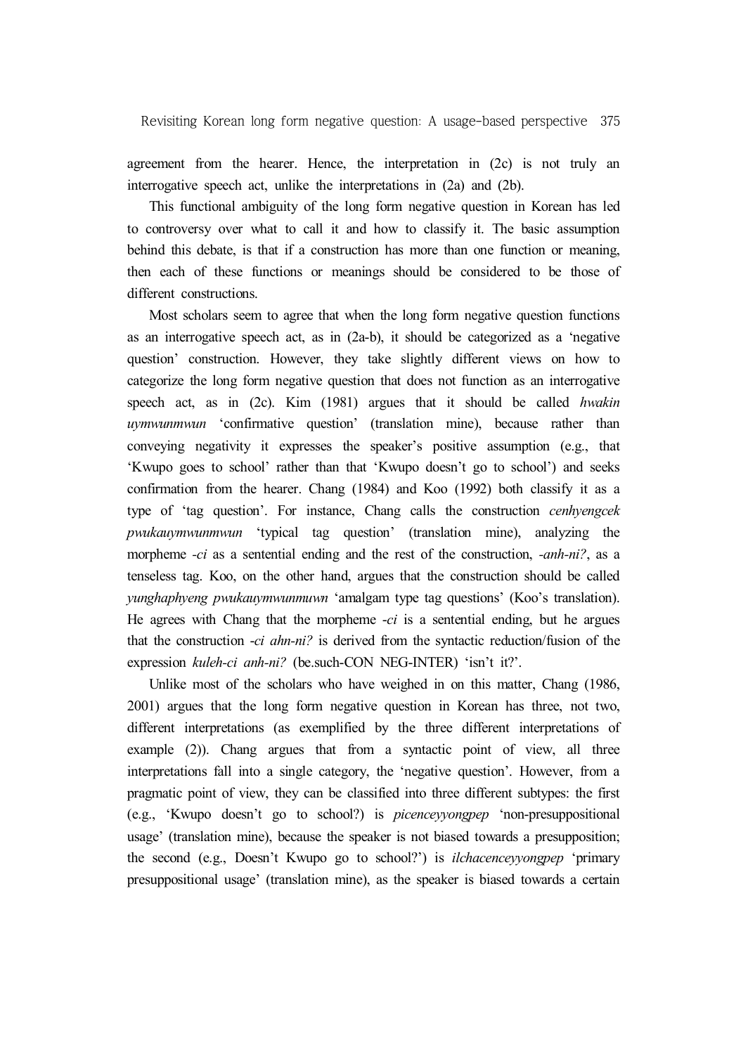agreement from the hearer. Hence, the interpretation in (2c) is not truly an interrogative speech act, unlike the interpretations in (2a) and (2b).

This functional ambiguity of the long form negative question in Korean has led to controversy over what to call it and how to classify it. The basic assumption behind this debate, is that if a construction has more than one function or meaning, then each of these functions or meanings should be considered to be those of different constructions.

Most scholars seem to agree that when the long form negative question functions as an interrogative speech act, as in (2a-b), it should be categorized as a 'negative question' construction. However, they take slightly different views on how to categorize the long form negative question that does not function as an interrogative speech act, as in (2c). Kim (1981) argues that it should be called *hwakin uymwunmwun* 'confirmative question' (translation mine), because rather than conveying negativity it expresses the speaker's positive assumption (e.g., that 'Kwupo goes to school' rather than that 'Kwupo doesn't go to school') and seeks confirmation from the hearer. Chang (1984) and Koo (1992) both classify it as a type of 'tag question'. For instance, Chang calls the construction *cenhyengcek pwukauymwunmwun* 'typical tag question' (translation mine), analyzing the morpheme *-ci* as a sentential ending and the rest of the construction, *-anh-ni?*, as a tenseless tag. Koo, on the other hand, argues that the construction should be called *yunghaphyeng pwukauymwunmuwn* 'amalgam type tag questions' (Koo's translation). He agrees with Chang that the morpheme *-ci* is a sentential ending, but he argues that the construction *-ci ahn-ni?* is derived from the syntactic reduction/fusion of the expression *kuleh-ci anh-ni?* (be.such-CON NEG-INTER) 'isn't it?'.

Unlike most of the scholars who have weighed in on this matter, Chang (1986, 2001) argues that the long form negative question in Korean has three, not two, different interpretations (as exemplified by the three different interpretations of example (2)). Chang argues that from a syntactic point of view, all three interpretations fall into a single category, the 'negative question'. However, from a pragmatic point of view, they can be classified into three different subtypes: the first (e.g., 'Kwupo doesn't go to school?) is *picenceyyongpep* 'non-presuppositional usage' (translation mine), because the speaker is not biased towards a presupposition; the second (e.g., Doesn't Kwupo go to school?') is *ilchacenceyyongpep* 'primary presuppositional usage' (translation mine), as the speaker is biased towards a certain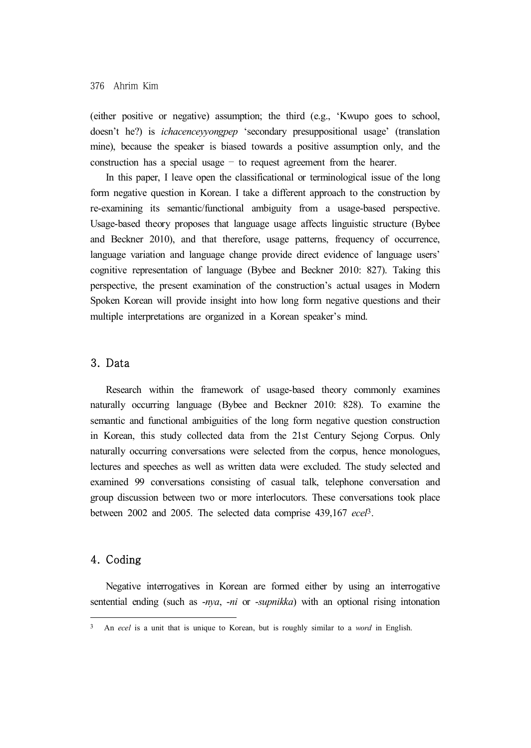(either positive or negative) assumption; the third (e.g., 'Kwupo goes to school, doesn't he?) is *ichacenceyyongpep* 'secondary presuppositional usage' (translation mine), because the speaker is biased towards a positive assumption only, and the construction has a special usage − to request agreement from the hearer.

In this paper, I leave open the classificational or terminological issue of the long form negative question in Korean. I take a different approach to the construction by re-examining its semantic/functional ambiguity from a usage-based perspective. Usage-based theory proposes that language usage affects linguistic structure (Bybee and Beckner 2010), and that therefore, usage patterns, frequency of occurrence, language variation and language change provide direct evidence of language users' cognitive representation of language (Bybee and Beckner 2010: 827). Taking this perspective, the present examination of the construction's actual usages in Modern Spoken Korean will provide insight into how long form negative questions and their multiple interpretations are organized in a Korean speaker's mind.

## 3. Data

Research within the framework of usage-based theory commonly examines naturally occurring language (Bybee and Beckner 2010: 828). To examine the semantic and functional ambiguities of the long form negative question construction in Korean, this study collected data from the 21st Century Sejong Corpus. Only naturally occurring conversations were selected from the corpus, hence monologues, lectures and speeches as well as written data were excluded. The study selected and examined 99 conversations consisting of casual talk, telephone conversation and group discussion between two or more interlocutors. These conversations took place between 2002 and 2005. The selected data comprise 439,167 *ecel*[3].

## 4. Coding

Negative interrogatives in Korean are formed either by using an interrogative sentential ending (such as *-nya*, *-ni* or *-supnikka*) with an optional rising intonation

---

[3] An *ecel* is a unit that is unique to Korean, but is roughly similar to a *word* in English.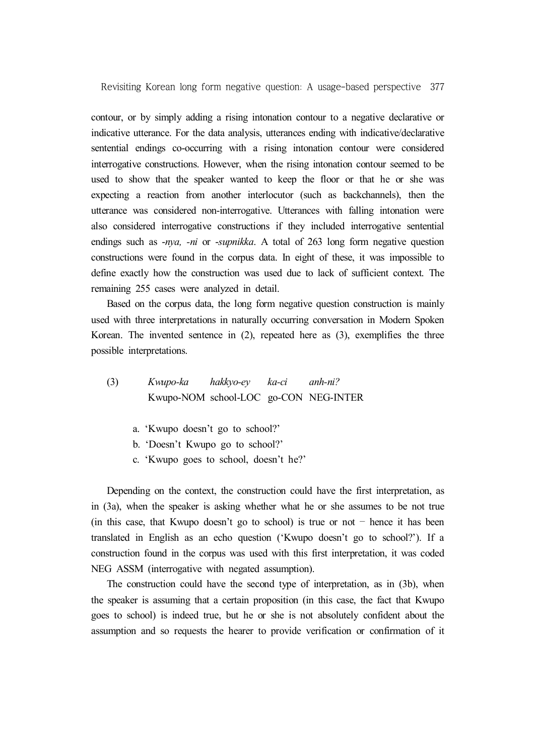contour, or by simply adding a rising intonation contour to a negative declarative or indicative utterance. For the data analysis, utterances ending with indicative/declarative sentential endings co-occurring with a rising intonation contour were considered interrogative constructions. However, when the rising intonation contour seemed to be used to show that the speaker wanted to keep the floor or that he or she was expecting a reaction from another interlocutor (such as backchannels), then the utterance was considered non-interrogative. Utterances with falling intonation were also considered interrogative constructions if they included interrogative sentential endings such as *-nya, -ni* or *-supnikka*. A total of 263 long form negative question constructions were found in the corpus data. In eight of these, it was impossible to define exactly how the construction was used due to lack of sufficient context. The remaining 255 cases were analyzed in detail.

Based on the corpus data, the long form negative question construction is mainly used with three interpretations in naturally occurring conversation in Modern Spoken Korean. The invented sentence in (2), repeated here as (3), exemplifies the three possible interpretations.

(3) *Kwupo-ka hakkyo-ey ka-ci anh-ni?*
Kwupo-NOM school-LOC go-CON NEG-INTER

a. 'Kwupo doesn't go to school?'
b. 'Doesn't Kwupo go to school?'
c. 'Kwupo goes to school, doesn't he?'

Depending on the context, the construction could have the first interpretation, as in (3a), when the speaker is asking whether what he or she assumes to be not true (in this case, that Kwupo doesn't go to school) is true or not − hence it has been translated in English as an echo question ('Kwupo doesn't go to school?'). If a construction found in the corpus was used with this first interpretation, it was coded NEG ASSM (interrogative with negated assumption).

The construction could have the second type of interpretation, as in (3b), when the speaker is assuming that a certain proposition (in this case, the fact that Kwupo goes to school) is indeed true, but he or she is not absolutely confident about the assumption and so requests the hearer to provide verification or confirmation of it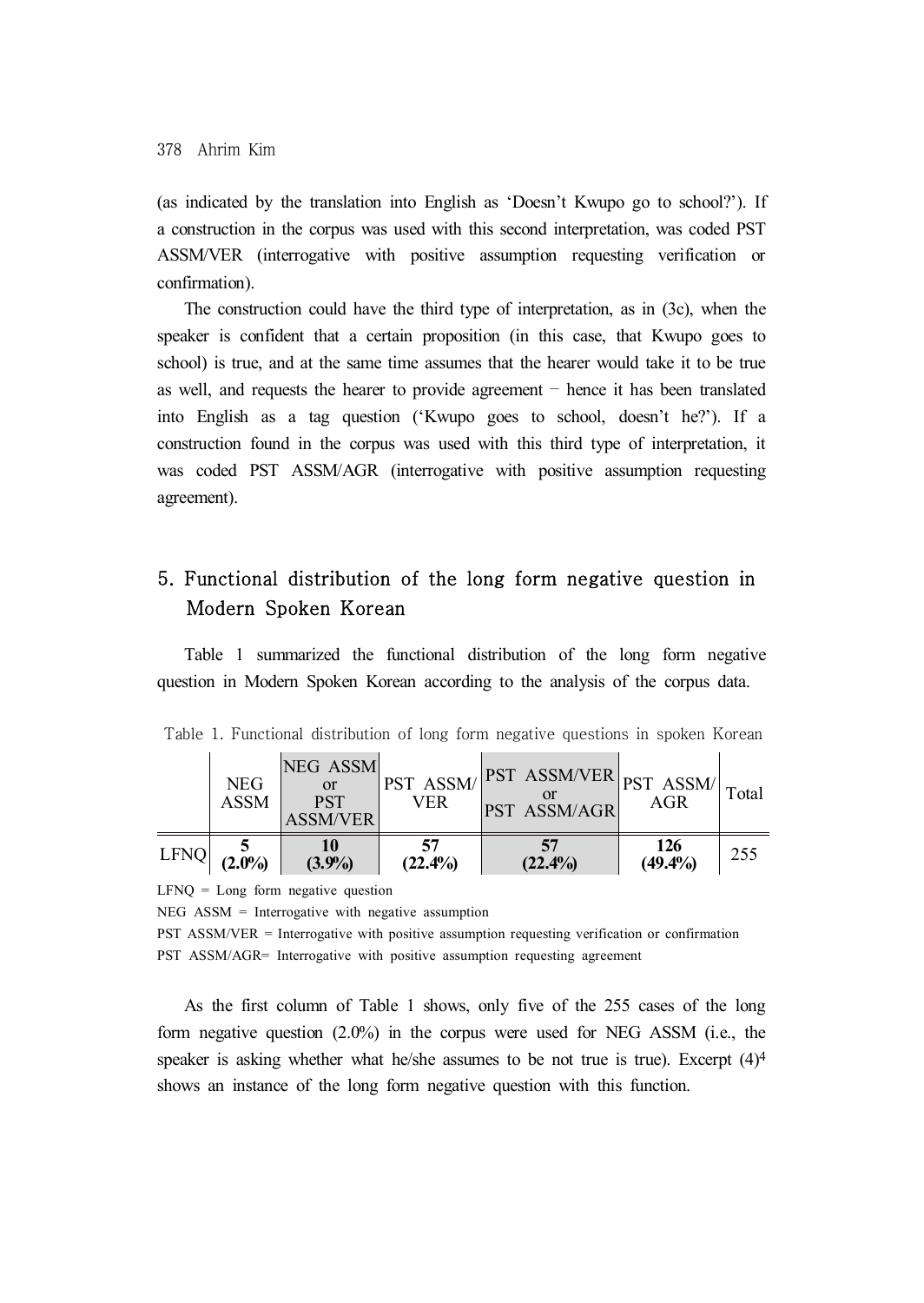(as indicated by the translation into English as 'Doesn't Kwupo go to school?'). If a construction in the corpus was used with this second interpretation, was coded PST ASSM/VER (interrogative with positive assumption requesting verification or confirmation).

The construction could have the third type of interpretation, as in (3c), when the speaker is confident that a certain proposition (in this case, that Kwupo goes to school) is true, and at the same time assumes that the hearer would take it to be true as well, and requests the hearer to provide agreement − hence it has been translated into English as a tag question ('Kwupo goes to school, doesn't he?'). If a construction found in the corpus was used with this third type of interpretation, it was coded PST ASSM/AGR (interrogative with positive assumption requesting agreement).

## 5. Functional distribution of the long form negative question in Modern Spoken Korean

Table 1 summarized the functional distribution of the long form negative question in Modern Spoken Korean according to the analysis of the corpus data.

Table 1. Functional distribution of long form negative questions in spoken Korean

| | NEG ASSM | NEG ASSM or PST ASSM/VER | PST ASSM/ VER | PST ASSM/VER or PST ASSM/AGR | PST ASSM/ AGR | Total |
|---|---|---|---|---|---|---|
| LFNQ | **5 (2.0%)** | **10 (3.9%)** | **57 (22.4%)** | **57 (22.4%)** | **126 (49.4%)** | 255 |

LFNQ = Long form negative question

NEG ASSM = Interrogative with negative assumption

PST ASSM/VER = Interrogative with positive assumption requesting verification or confirmation

PST ASSM/AGR= Interrogative with positive assumption requesting agreement

As the first column of Table 1 shows, only five of the 255 cases of the long form negative question (2.0%) in the corpus were used for NEG ASSM (i.e., the speaker is asking whether what he/she assumes to be not true is true). Excerpt (4)[4] shows an instance of the long form negative question with this function.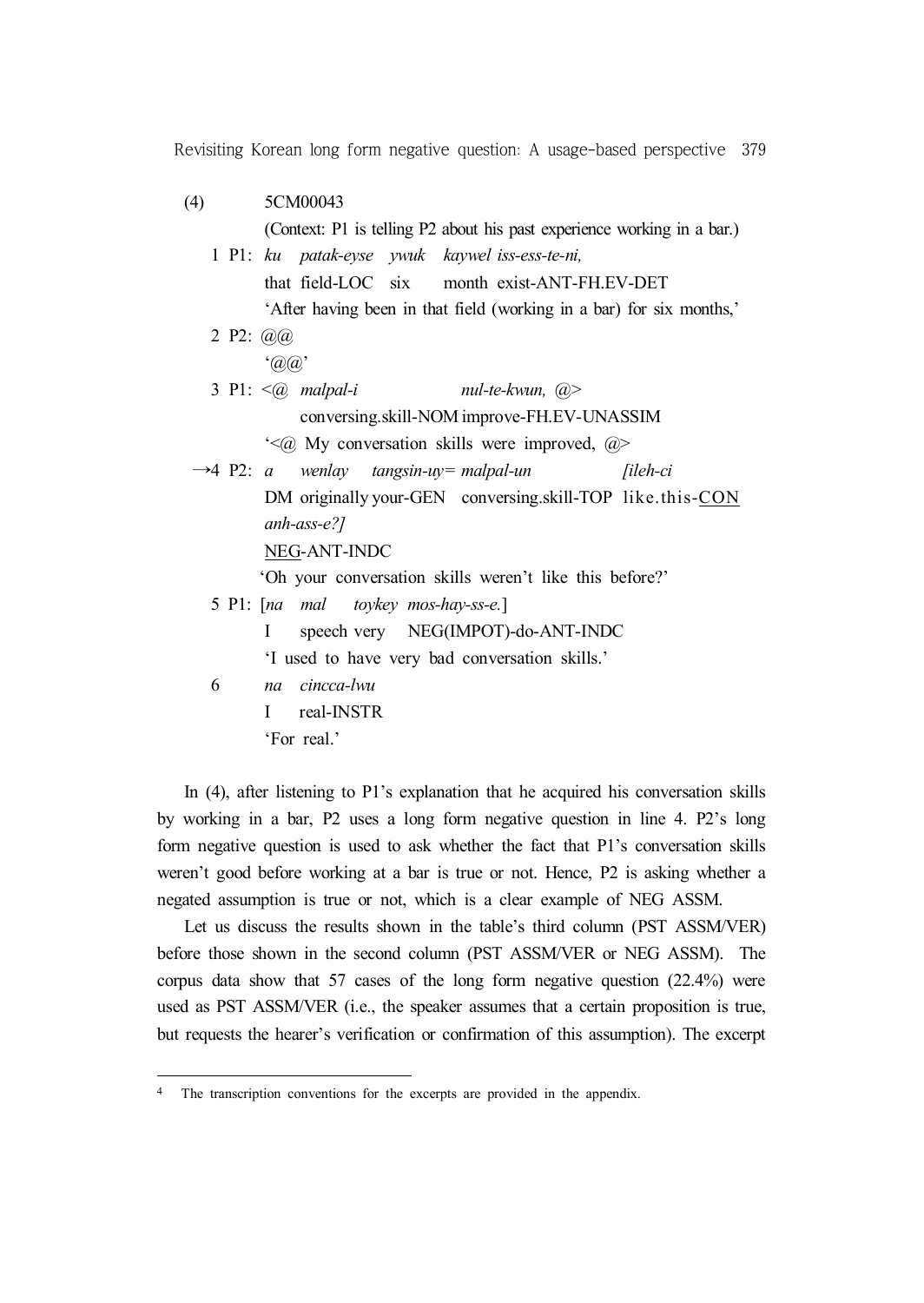(4) 5CM00043

(Context: P1 is telling P2 about his past experience working in a bar.)

1 P1: *ku patak-eyse ywuk kaywel iss-ess-te-ni,*
that field-LOC six month exist-ANT-FH.EV-DET
'After having been in that field (working in a bar) for six months,'

2 P2: @@
'@@'

3 P1: <@ *malpal-i nul-te-kwun,* @>
conversing.skill-NOM improve-FH.EV-UNASSIM
'<@ My conversation skills were improved, @>

→4 P2: *a wenlay tangsin-uy= malpal-un [ileh-ci anh-ass-e?]*
DM originally your-GEN conversing.skill-TOP like.this-<u>CON</u> <u>NEG</u>-ANT-INDC
'Oh your conversation skills weren't like this before?'

5 P1: [*na mal toykey mos-hay-ss-e.*]
I speech very NEG(IMPOT)-do-ANT-INDC
'I used to have very bad conversation skills.'

6 *na cincca-lwu*
I real-INSTR
'For real.'

In (4), after listening to P1's explanation that he acquired his conversation skills by working in a bar, P2 uses a long form negative question in line 4. P2's long form negative question is used to ask whether the fact that P1's conversation skills weren't good before working at a bar is true or not. Hence, P2 is asking whether a negated assumption is true or not, which is a clear example of NEG ASSM.

Let us discuss the results shown in the table's third column (PST ASSM/VER) before those shown in the second column (PST ASSM/VER or NEG ASSM). The corpus data show that 57 cases of the long form negative question (22.4%) were used as PST ASSM/VER (i.e., the speaker assumes that a certain proposition is true, but requests the hearer's verification or confirmation of this assumption). The excerpt

[4] The transcription conventions for the excerpts are provided in the appendix.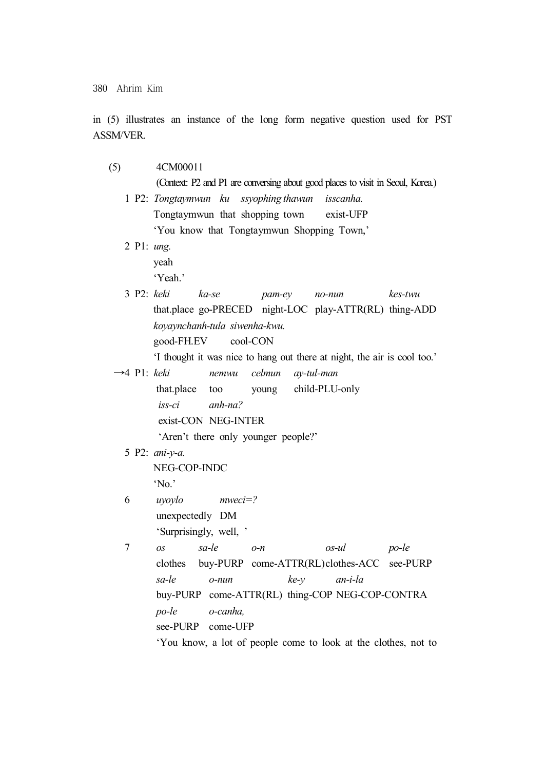in (5) illustrates an instance of the long form negative question used for PST ASSM/VER.

(5) 4CM00011

(Context: P2 and P1 are conversing about good places to visit in Seoul, Korea.)

1 P2: *Tongtaymwun ku ssyophing thawun isscanha.*
Tongtaymwun that shopping town exist-UFP
'You know that Tongtaymwun Shopping Town,'

2 P1: *ung.*
yeah
'Yeah.'

3 P2: *keki ka-se pam-ey no-nun kes-twu*
that.place go-PRECED night-LOC play-ATTR(RL) thing-ADD
*koyaynchanh-tula siwenha-kwu.*
good-FH.EV cool-CON
'I thought it was nice to hang out there at night, the air is cool too.'

→4 P1: *keki nemwu celmun ay-tul-man*
that.place too young child-PLU-only
*iss-ci anh-na?*
exist-CON NEG-INTER
'Aren't there only younger people?'

5 P2: *ani-y-a.*
NEG-COP-INDC
'No.'

6 *uyoylo mweci=?*
unexpectedly DM
'Surprisingly, well, '

7 *os sa-le o-n os-ul po-le*
clothes buy-PURP come-ATTR(RL)clothes-ACC see-PURP
*sa-le o-nun ke-y an-i-la*
buy-PURP come-ATTR(RL) thing-COP NEG-COP-CONTRA
*po-le o-canha,*
see-PURP come-UFP
'You know, a lot of people come to look at the clothes, not to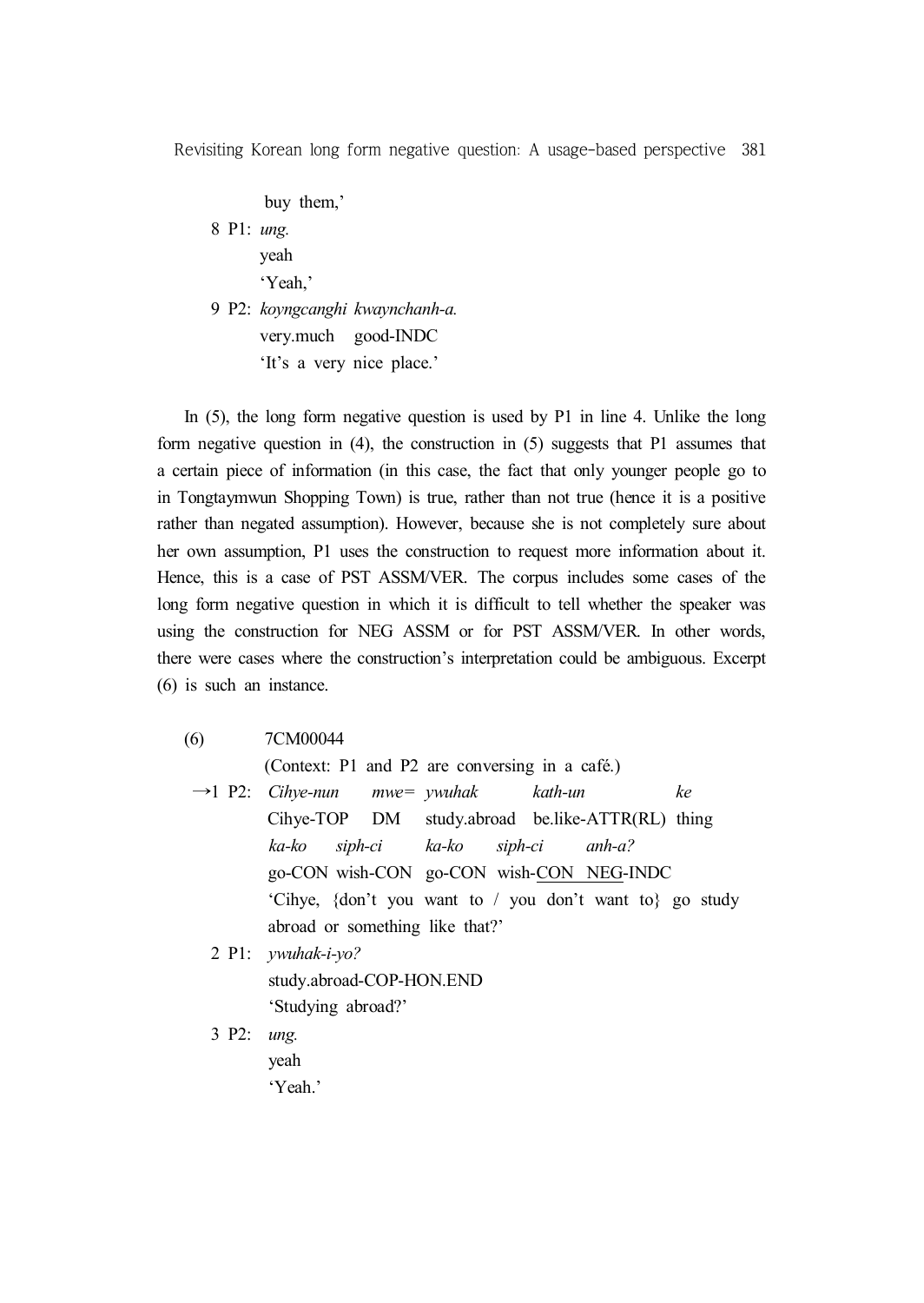buy them,'

8 P1: *ung.*
yeah
'Yeah,'

9 P2: *koyngcanghi kwaynchanh-a.*
very.much good-INDC
'It's a very nice place.'

In (5), the long form negative question is used by P1 in line 4. Unlike the long form negative question in (4), the construction in (5) suggests that P1 assumes that a certain piece of information (in this case, the fact that only younger people go to in Tongtaymwun Shopping Town) is true, rather than not true (hence it is a positive rather than negated assumption). However, because she is not completely sure about her own assumption, P1 uses the construction to request more information about it. Hence, this is a case of PST ASSM/VER. The corpus includes some cases of the long form negative question in which it is difficult to tell whether the speaker was using the construction for NEG ASSM or for PST ASSM/VER. In other words, there were cases where the construction's interpretation could be ambiguous. Excerpt (6) is such an instance.

(6) 7CM00044
(Context: P1 and P2 are conversing in a café.)

→1 P2: *Cihye-nun mwe= ywuhak kath-un ke*
Cihye-TOP DM study.abroad be.like-ATTR(RL) thing
*ka-ko siph-ci ka-ko siph-ci anh-a?*
go-CON wish-CON go-CON wish-<u>CON NEG</u>-INDC
'Cihye, {don't you want to / you don't want to} go study abroad or something like that?'

2 P1: *ywuhak-i-yo?*
study.abroad-COP-HON.END
'Studying abroad?'

3 P2: *ung.*
yeah
'Yeah.'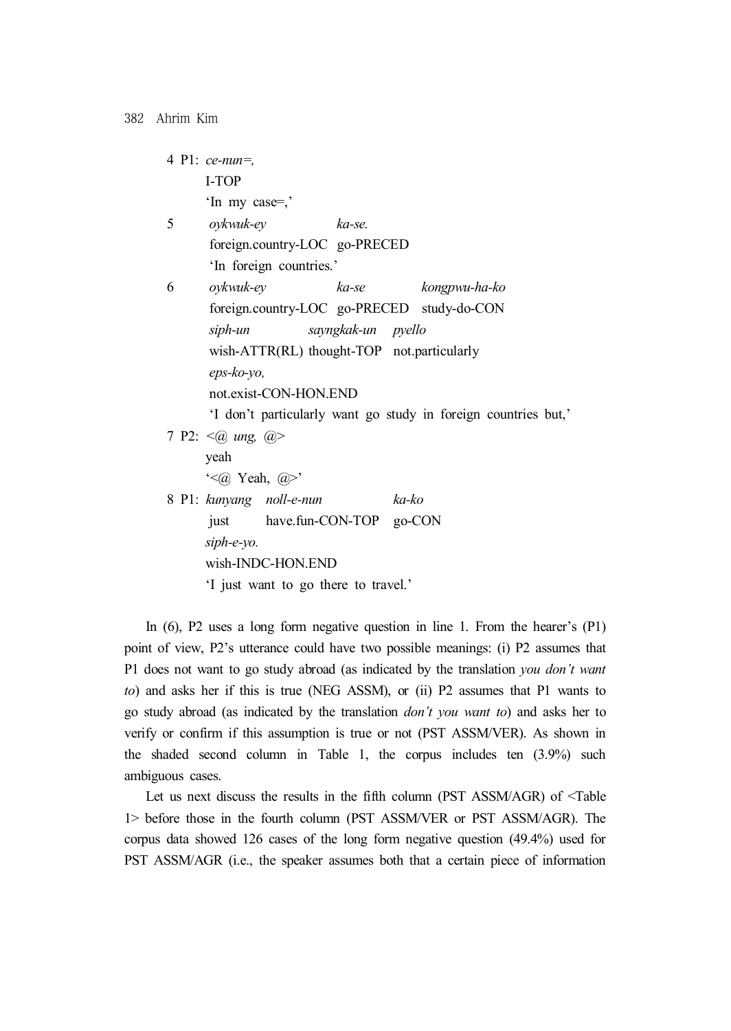4 P1: *ce-nun=,*
I-TOP
'In my case=,'

5 *oykwuk-ey ka-se.*
foreign.country-LOC go-PRECED
'In foreign countries.'

6 *oykwuk-ey ka-se kongpwu-ha-ko*
foreign.country-LOC go-PRECED study-do-CON
*siph-un sayngkak-un pyello*
wish-ATTR(RL) thought-TOP not.particularly
*eps-ko-yo,*
not.exist-CON-HON.END
'I don't particularly want go study in foreign countries but,'

7 P2: *<@ ung, @>*
yeah
'<@ Yeah, @>'

8 P1: *kunyang noll-e-nun ka-ko*
just have.fun-CON-TOP go-CON
*siph-e-yo.*
wish-INDC-HON.END
'I just want to go there to travel.'

In (6), P2 uses a long form negative question in line 1. From the hearer's (P1) point of view, P2's utterance could have two possible meanings: (i) P2 assumes that P1 does not want to go study abroad (as indicated by the translation *you don't want to*) and asks her if this is true (NEG ASSM), or (ii) P2 assumes that P1 wants to go study abroad (as indicated by the translation *don't you want to*) and asks her to verify or confirm if this assumption is true or not (PST ASSM/VER). As shown in the shaded second column in Table 1, the corpus includes ten (3.9%) such ambiguous cases.

Let us next discuss the results in the fifth column (PST ASSM/AGR) of <Table 1> before those in the fourth column (PST ASSM/VER or PST ASSM/AGR). The corpus data showed 126 cases of the long form negative question (49.4%) used for PST ASSM/AGR (i.e., the speaker assumes both that a certain piece of information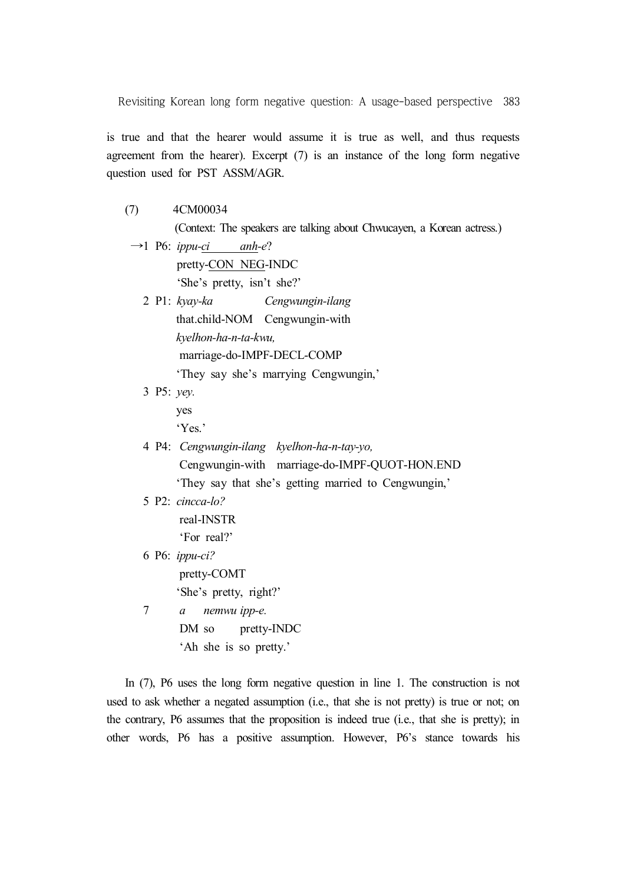is true and that the hearer would assume it is true as well, and thus requests agreement from the hearer). Excerpt (7) is an instance of the long form negative question used for PST ASSM/AGR.

(7) 4CM00034

(Context: The speakers are talking about Chwucayen, a Korean actress.)

→1 P6: *ippu-<u>ci</u> <u>anh</u>-e*?
pretty-<u>CON NEG</u>-INDC
'She's pretty, isn't she?'

2 P1: *kyay-ka Cengwungin-ilang*
that.child-NOM Cengwungin-with
*kyelhon-ha-n-ta-kwu,*
marriage-do-IMPF-DECL-COMP
'They say she's marrying Cengwungin,'

3 P5: *yey.*
yes
'Yes.'

4 P4: *Cengwungin-ilang kyelhon-ha-n-tay-yo,*
Cengwungin-with marriage-do-IMPF-QUOT-HON.END
'They say that she's getting married to Cengwungin,'

5 P2: *cincca-lo?*
real-INSTR
'For real?'

6 P6: *ippu-ci?*
pretty-COMT
'She's pretty, right?'

7 *a nemwu ipp-e.*
DM so pretty-INDC
'Ah she is so pretty.'

In (7), P6 uses the long form negative question in line 1. The construction is not used to ask whether a negated assumption (i.e., that she is not pretty) is true or not; on the contrary, P6 assumes that the proposition is indeed true (i.e., that she is pretty); in other words, P6 has a positive assumption. However, P6's stance towards his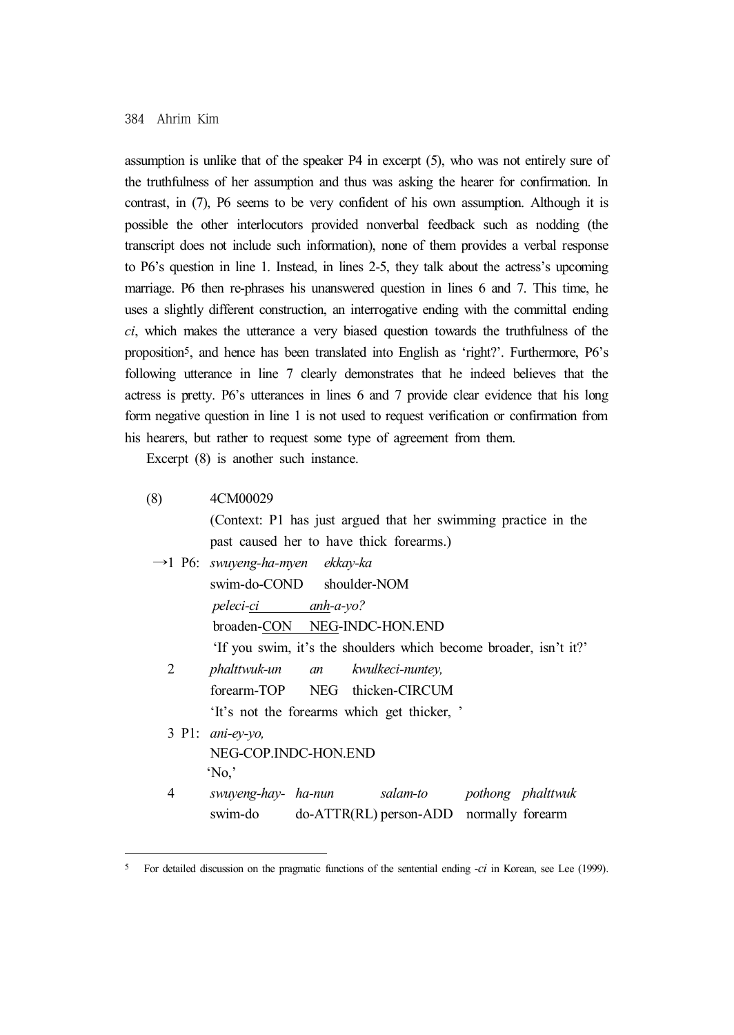assumption is unlike that of the speaker P4 in excerpt (5), who was not entirely sure of the truthfulness of her assumption and thus was asking the hearer for confirmation. In contrast, in (7), P6 seems to be very confident of his own assumption. Although it is possible the other interlocutors provided nonverbal feedback such as nodding (the transcript does not include such information), none of them provides a verbal response to P6's question in line 1. Instead, in lines 2-5, they talk about the actress's upcoming marriage. P6 then re-phrases his unanswered question in lines 6 and 7. This time, he uses a slightly different construction, an interrogative ending with the committal ending *ci*, which makes the utterance a very biased question towards the truthfulness of the proposition[5], and hence has been translated into English as 'right?'. Furthermore, P6's following utterance in line 7 clearly demonstrates that he indeed believes that the actress is pretty. P6's utterances in lines 6 and 7 provide clear evidence that his long form negative question in line 1 is not used to request verification or confirmation from his hearers, but rather to request some type of agreement from them.

Excerpt (8) is another such instance.

(8) 4CM00029

(Context: P1 has just argued that her swimming practice in the past caused her to have thick forearms.)

→1 P6: *swuyeng-ha-myen ekkay-ka*
swim-do-COND shoulder-NOM
*peleci-ci anh-a-yo?*
broaden-CON NEG-INDC-HON.END
'If you swim, it's the shoulders which become broader, isn't it?'

2 *phalttwuk-un an kwulkeci-nuntey,*
forearm-TOP NEG thicken-CIRCUM
'It's not the forearms which get thicker, '

3 P1: *ani-ey-yo,*
NEG-COP.INDC-HON.END
'No,'

4 *swuyeng-hay- ha-nun salam-to pothong phalttwuk*
swim-do do-ATTR(RL) person-ADD normally forearm

---

[5] For detailed discussion on the pragmatic functions of the sentential ending -*ci* in Korean, see Lee (1999).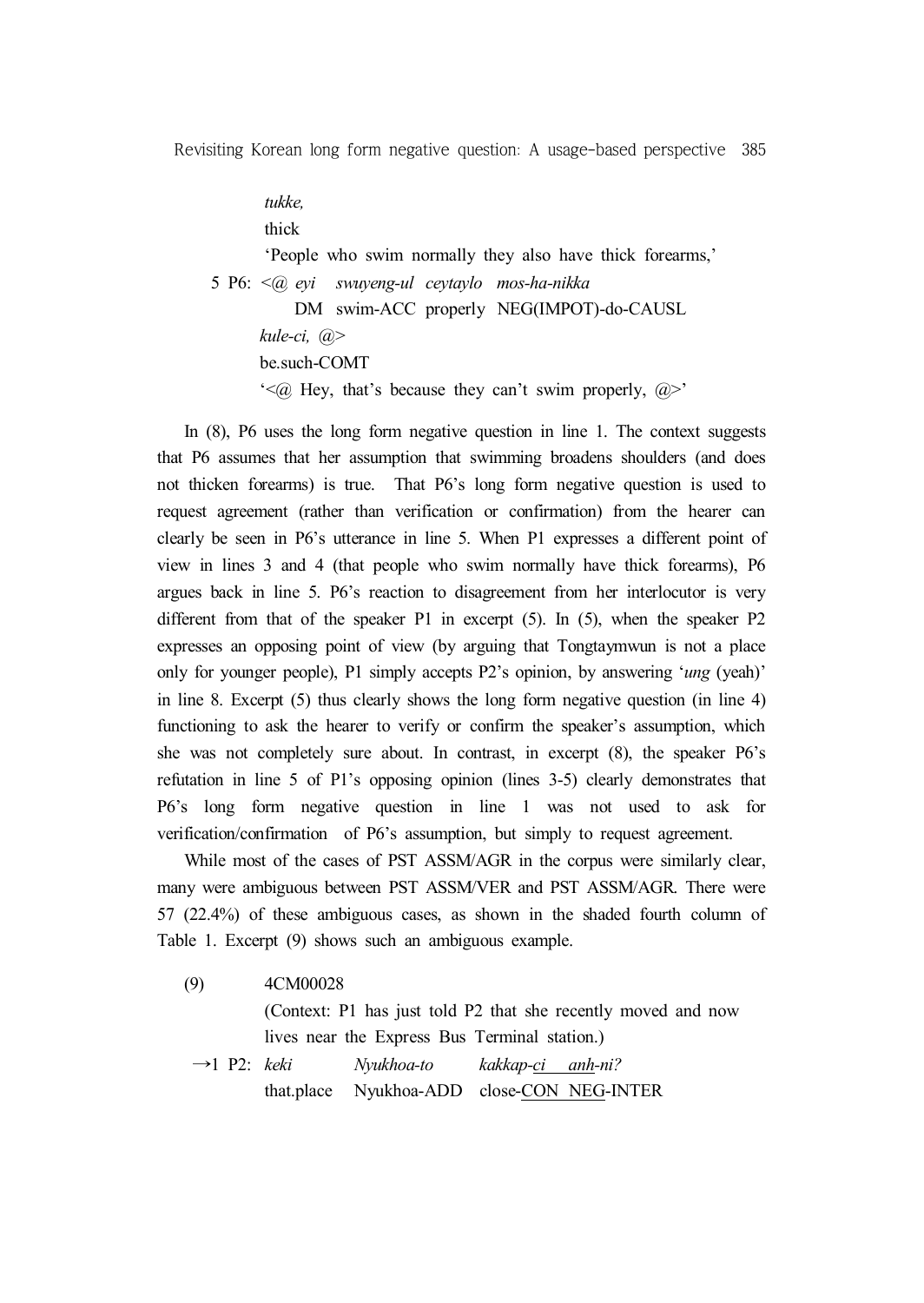*tukke,*
thick
'People who swim normally they also have thick forearms,'

5 P6: <@ *eyi swuyeng-ul ceytaylo mos-ha-nikka*
DM swim-ACC properly NEG(IMPOT)-do-CAUSL
*kule-ci,* @>
be.such-COMT
'<@ Hey, that's because they can't swim properly, @>'

In (8), P6 uses the long form negative question in line 1. The context suggests that P6 assumes that her assumption that swimming broadens shoulders (and does not thicken forearms) is true. That P6's long form negative question is used to request agreement (rather than verification or confirmation) from the hearer can clearly be seen in P6's utterance in line 5. When P1 expresses a different point of view in lines 3 and 4 (that people who swim normally have thick forearms), P6 argues back in line 5. P6's reaction to disagreement from her interlocutor is very different from that of the speaker P1 in excerpt (5). In (5), when the speaker P2 expresses an opposing point of view (by arguing that Tongtaymwun is not a place only for younger people), P1 simply accepts P2's opinion, by answering '*ung* (yeah)' in line 8. Excerpt (5) thus clearly shows the long form negative question (in line 4) functioning to ask the hearer to verify or confirm the speaker's assumption, which she was not completely sure about. In contrast, in excerpt (8), the speaker P6's refutation in line 5 of P1's opposing opinion (lines 3-5) clearly demonstrates that P6's long form negative question in line 1 was not used to ask for verification/confirmation of P6's assumption, but simply to request agreement.

While most of the cases of PST ASSM/AGR in the corpus were similarly clear, many were ambiguous between PST ASSM/VER and PST ASSM/AGR. There were 57 (22.4%) of these ambiguous cases, as shown in the shaded fourth column of Table 1. Excerpt (9) shows such an ambiguous example.

(9) 4CM00028
(Context: P1 has just told P2 that she recently moved and now lives near the Express Bus Terminal station.)

→1 P2: *keki Nyukhoa-to kakkap-ci anh-ni?*
that.place Nyukhoa-ADD close-CON NEG-INTER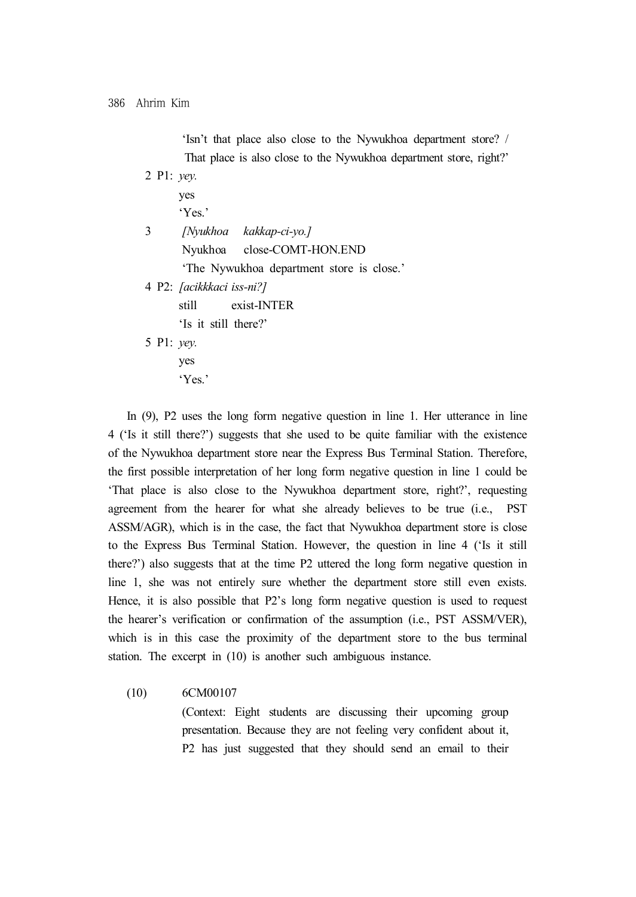'Isn't that place also close to the Nywukhoa department store? /
That place is also close to the Nywukhoa department store, right?'

2 P1: *yey.*
yes
'Yes.'

3 *[Nyukhoa kakkap-ci-yo.]*
Nyukhoa close-COMT-HON.END
'The Nywukhoa department store is close.'

4 P2: *[acikkkaci iss-ni?]*
still exist-INTER
'Is it still there?'

5 P1: *yey.*
yes
'Yes.'

In (9), P2 uses the long form negative question in line 1. Her utterance in line 4 ('Is it still there?') suggests that she used to be quite familiar with the existence of the Nywukhoa department store near the Express Bus Terminal Station. Therefore, the first possible interpretation of her long form negative question in line 1 could be 'That place is also close to the Nywukhoa department store, right?', requesting agreement from the hearer for what she already believes to be true (i.e., PST ASSM/AGR), which is in the case, the fact that Nywukhoa department store is close to the Express Bus Terminal Station. However, the question in line 4 ('Is it still there?') also suggests that at the time P2 uttered the long form negative question in line 1, she was not entirely sure whether the department store still even exists. Hence, it is also possible that P2's long form negative question is used to request the hearer's verification or confirmation of the assumption (i.e., PST ASSM/VER), which is in this case the proximity of the department store to the bus terminal station. The excerpt in (10) is another such ambiguous instance.

(10) 6CM00107
(Context: Eight students are discussing their upcoming group presentation. Because they are not feeling very confident about it, P2 has just suggested that they should send an email to their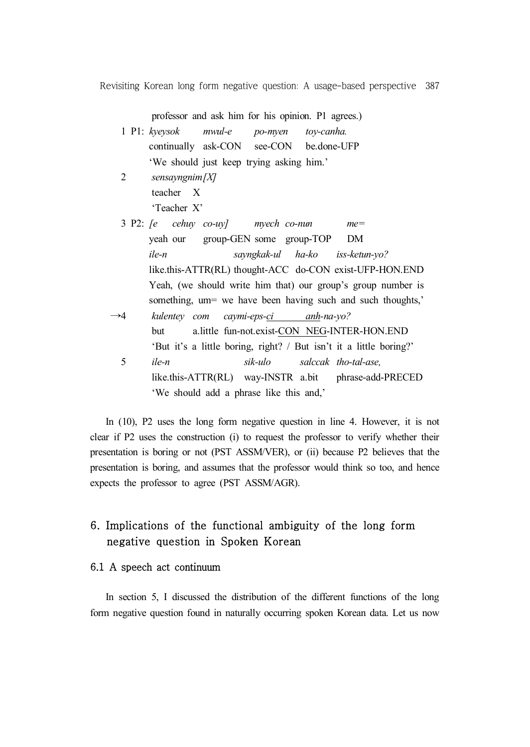professor and ask him for his opinion. P1 agrees.)

```
  1 P1: kyeysok      mwul-e     po-myen     toy-canha.
        continually  ask-CON    see-CON     be.done-UFP
        'We should just keep trying asking him.'
  2     sensayngnim[X]
        teacher   X
        'Teacher X'
  3 P2: [e    cehuy  co-uy]       myech  co-nun         me=
        yeah  our    group-GEN    some   group-TOP      DM
        ile-n                 sayngkak-ul   ha-ko     iss-ketun-yo?
        like.this-ATTR(RL)    thought-ACC   do-CON    exist-UFP-HON.END
        Yeah, (we should write him that) our group's group number is
        something, um= we have been having such and such thoughts,'
→4      kulentey  com       caymi-eps-ci           anh-na-yo?
        but       a.little  fun-not.exist-CON      NEG-INTER-HON.END
        'But it's a little boring, right? / But isn't it a little boring?'
  5     ile-n                 sik-ulo       salccak   tho-tal-ase,
        like.this-ATTR(RL)    way-INSTR     a.bit     phrase-add-PRECED
        'We should add a phrase like this and,'
```

In (10), P2 uses the long form negative question in line 4. However, it is not clear if P2 uses the construction (i) to request the professor to verify whether their presentation is boring or not (PST ASSM/VER), or (ii) because P2 believes that the presentation is boring, and assumes that the professor would think so too, and hence expects the professor to agree (PST ASSM/AGR).

## 6. Implications of the functional ambiguity of the long form negative question in Spoken Korean

### 6.1 A speech act continuum

In section 5, I discussed the distribution of the different functions of the long form negative question found in naturally occurring spoken Korean data. Let us now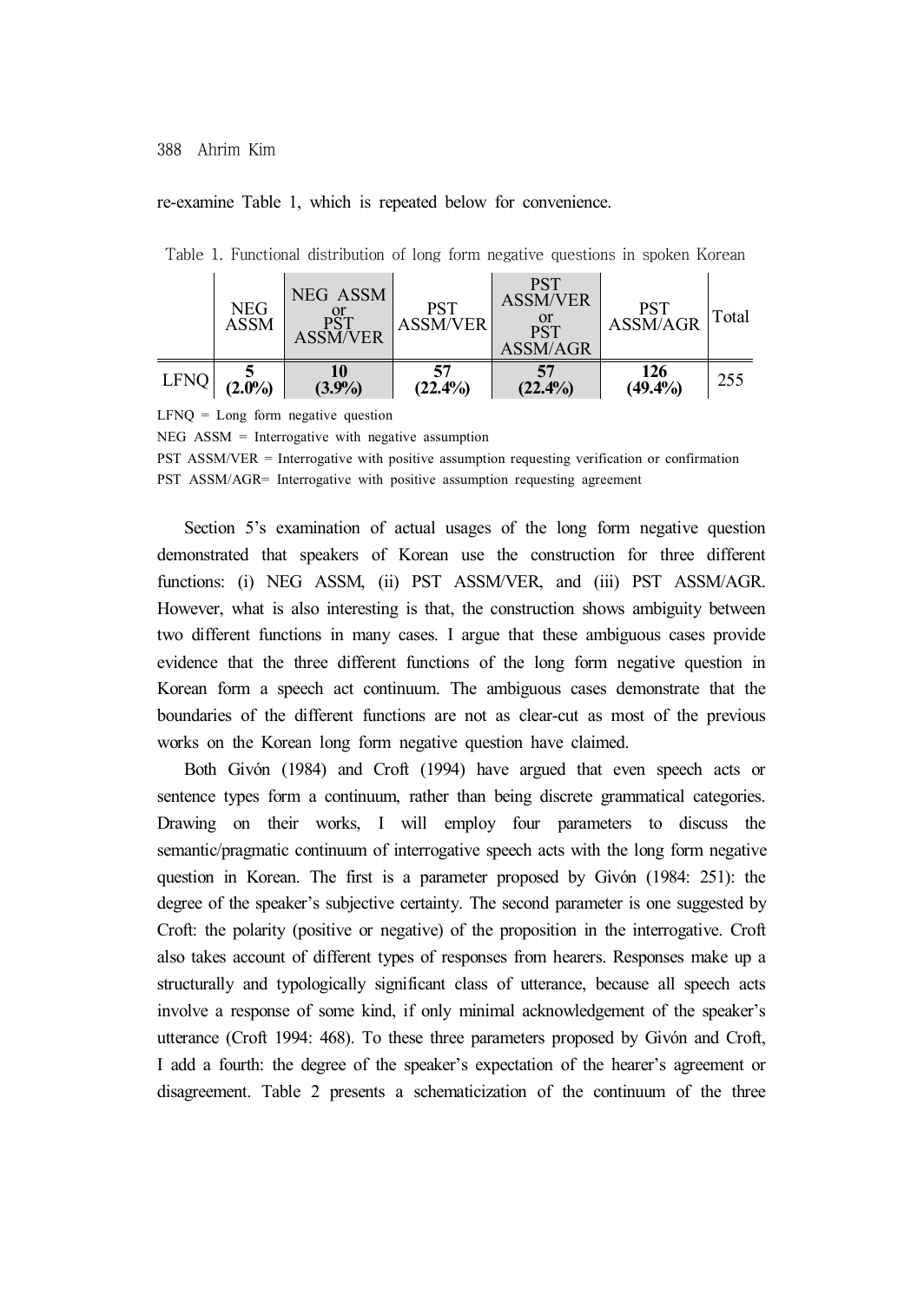re-examine Table 1, which is repeated below for convenience.

Table 1. Functional distribution of long form negative questions in spoken Korean

| | NEG ASSM | NEG ASSM or PST ASSM/VER | PST ASSM/VER | PST ASSM/VER or PST ASSM/AGR | PST ASSM/AGR | Total |
|---|---|---|---|---|---|---|
| LFNQ | **5 (2.0%)** | **10 (3.9%)** | **57 (22.4%)** | **57 (22.4%)** | **126 (49.4%)** | 255 |

LFNQ = Long form negative question

NEG ASSM = Interrogative with negative assumption

PST ASSM/VER = Interrogative with positive assumption requesting verification or confirmation

PST ASSM/AGR= Interrogative with positive assumption requesting agreement

Section 5's examination of actual usages of the long form negative question demonstrated that speakers of Korean use the construction for three different functions: (i) NEG ASSM, (ii) PST ASSM/VER, and (iii) PST ASSM/AGR. However, what is also interesting is that, the construction shows ambiguity between two different functions in many cases. I argue that these ambiguous cases provide evidence that the three different functions of the long form negative question in Korean form a speech act continuum. The ambiguous cases demonstrate that the boundaries of the different functions are not as clear-cut as most of the previous works on the Korean long form negative question have claimed.

Both Givón (1984) and Croft (1994) have argued that even speech acts or sentence types form a continuum, rather than being discrete grammatical categories. Drawing on their works, I will employ four parameters to discuss the semantic/pragmatic continuum of interrogative speech acts with the long form negative question in Korean. The first is a parameter proposed by Givón (1984: 251): the degree of the speaker's subjective certainty. The second parameter is one suggested by Croft: the polarity (positive or negative) of the proposition in the interrogative. Croft also takes account of different types of responses from hearers. Responses make up a structurally and typologically significant class of utterance, because all speech acts involve a response of some kind, if only minimal acknowledgement of the speaker's utterance (Croft 1994: 468). To these three parameters proposed by Givón and Croft, I add a fourth: the degree of the speaker's expectation of the hearer's agreement or disagreement. Table 2 presents a schematicization of the continuum of the three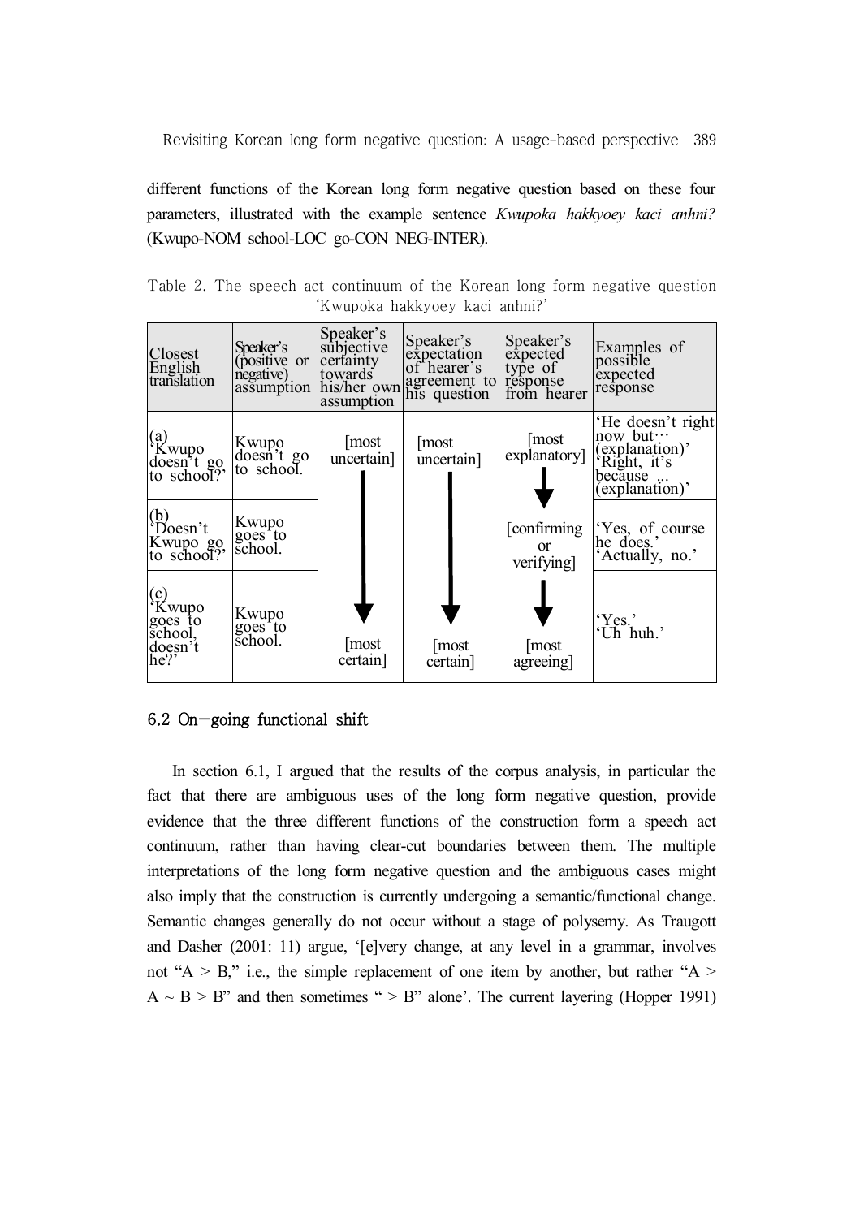different functions of the Korean long form negative question based on these four parameters, illustrated with the example sentence *Kwupoka hakkyoey kaci anhni?* (Kwupo-NOM school-LOC go-CON NEG-INTER).

Table 2. The speech act continuum of the Korean long form negative question 'Kwupoka hakkyoey kaci anhni?'

| Closest English translation | Speaker's (positive or negative) assumption | Speaker's subjective certainty towards his/her own assumption | Speaker's expectation of hearer's agreement to his question | Speaker's expected type of response from hearer | Examples of possible expected response |
|---|---|---|---|---|---|
| (a) 'Kwupo doesn't go to school?' | Kwupo doesn't go to school. | [most uncertain] ↓ | [most uncertain] ↓ | [most explanatory] ↓ | 'He doesn't right now but⋯ (explanation)' 'Right, it's because ... (explanation)' |
| (b) 'Doesn't Kwupo go to school?' | Kwupo goes to school. | ↓ | ↓ | [confirming or verifying] ↓ | 'Yes, of course he does.' 'Actually, no.' |
| (c) 'Kwupo goes to school, doesn't he?' | Kwupo goes to school. | [most certain] | [most certain] | [most agreeing] | 'Yes.' 'Uh huh.' |

## 6.2 On-going functional shift

In section 6.1, I argued that the results of the corpus analysis, in particular the fact that there are ambiguous uses of the long form negative question, provide evidence that the three different functions of the construction form a speech act continuum, rather than having clear-cut boundaries between them. The multiple interpretations of the long form negative question and the ambiguous cases might also imply that the construction is currently undergoing a semantic/functional change. Semantic changes generally do not occur without a stage of polysemy. As Traugott and Dasher (2001: 11) argue, '[e]very change, at any level in a grammar, involves not "A > B," i.e., the simple replacement of one item by another, but rather "A > A ~ B > B" and then sometimes " > B" alone'. The current layering (Hopper 1991)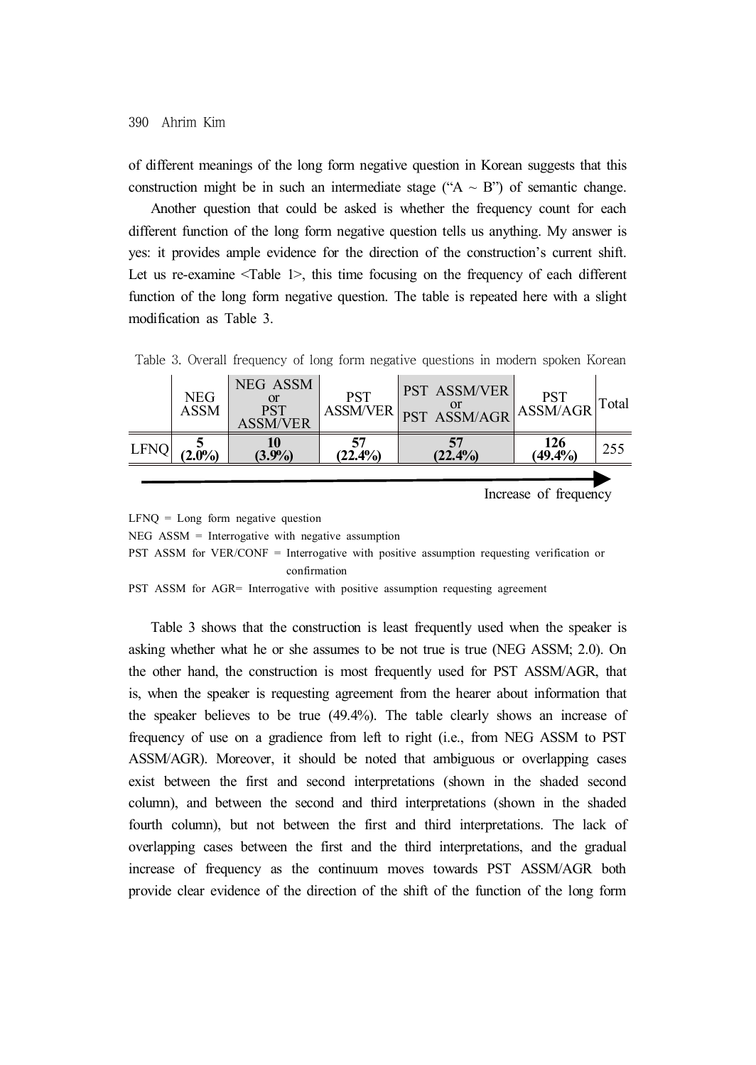of different meanings of the long form negative question in Korean suggests that this construction might be in such an intermediate stage ("A ~ B") of semantic change.

Another question that could be asked is whether the frequency count for each different function of the long form negative question tells us anything. My answer is yes: it provides ample evidence for the direction of the construction's current shift. Let us re-examine <Table 1>, this time focusing on the frequency of each different function of the long form negative question. The table is repeated here with a slight modification as Table 3.

Table 3. Overall frequency of long form negative questions in modern spoken Korean

| | NEG ASSM | NEG ASSM or PST ASSM/VER | PST ASSM/VER | PST ASSM/VER or PST ASSM/AGR | PST ASSM/AGR | Total |
|---|---|---|---|---|---|---|
| LFNQ | **5 (2.0%)** | **10 (3.9%)** | **57 (22.4%)** | **57 (22.4%)** | **126 (49.4%)** | 255 |

Increase of frequency →

LFNQ = Long form negative question

NEG ASSM = Interrogative with negative assumption

PST ASSM for VER/CONF = Interrogative with positive assumption requesting verification or confirmation

PST ASSM for AGR= Interrogative with positive assumption requesting agreement

Table 3 shows that the construction is least frequently used when the speaker is asking whether what he or she assumes to be not true is true (NEG ASSM; 2.0). On the other hand, the construction is most frequently used for PST ASSM/AGR, that is, when the speaker is requesting agreement from the hearer about information that the speaker believes to be true (49.4%). The table clearly shows an increase of frequency of use on a gradience from left to right (i.e., from NEG ASSM to PST ASSM/AGR). Moreover, it should be noted that ambiguous or overlapping cases exist between the first and second interpretations (shown in the shaded second column), and between the second and third interpretations (shown in the shaded fourth column), but not between the first and third interpretations. The lack of overlapping cases between the first and the third interpretations, and the gradual increase of frequency as the continuum moves towards PST ASSM/AGR both provide clear evidence of the direction of the shift of the function of the long form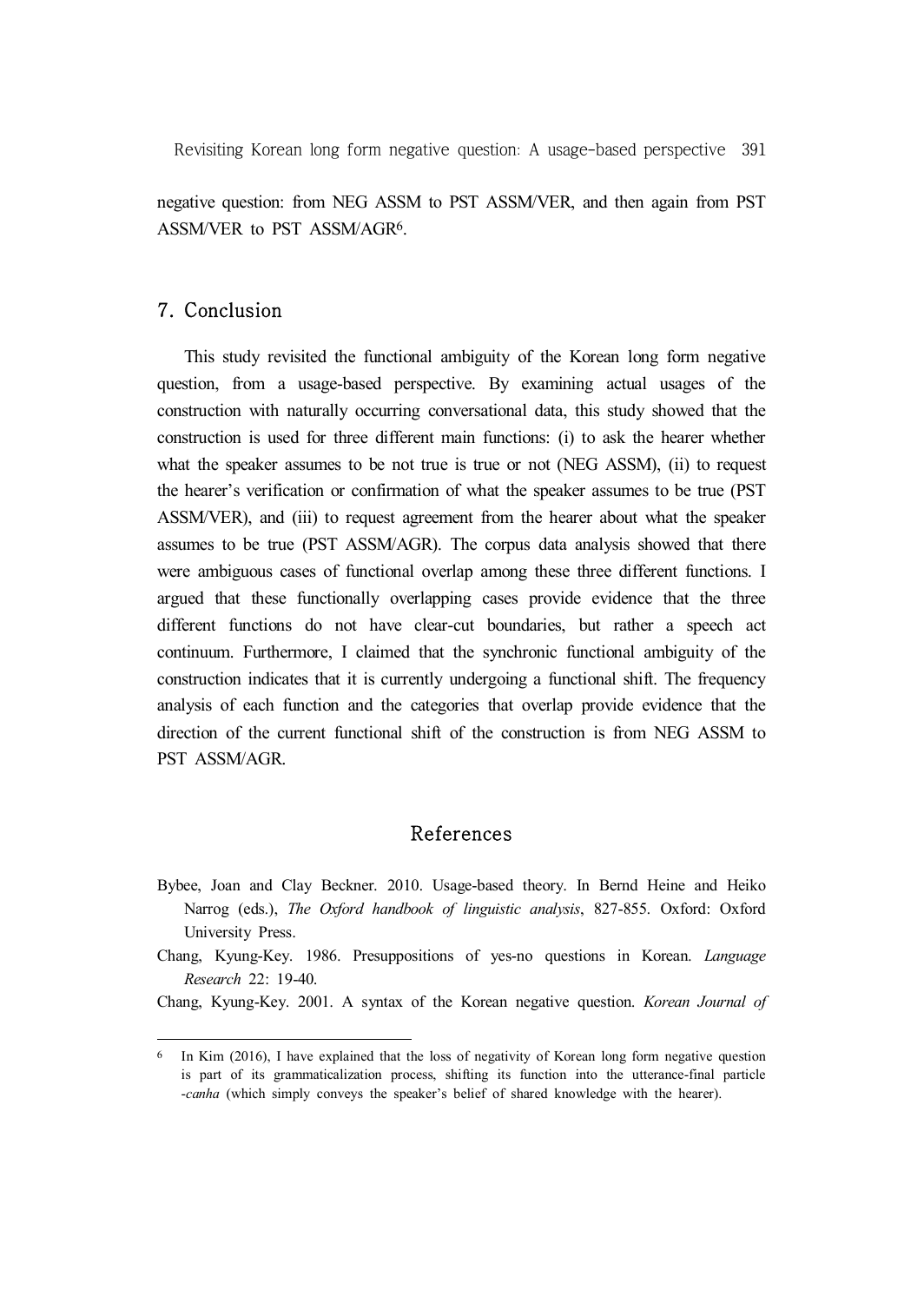negative question: from NEG ASSM to PST ASSM/VER, and then again from PST ASSM/VER to PST ASSM/AGR[6].

## 7. Conclusion

This study revisited the functional ambiguity of the Korean long form negative question, from a usage-based perspective. By examining actual usages of the construction with naturally occurring conversational data, this study showed that the construction is used for three different main functions: (i) to ask the hearer whether what the speaker assumes to be not true is true or not (NEG ASSM), (ii) to request the hearer's verification or confirmation of what the speaker assumes to be true (PST ASSM/VER), and (iii) to request agreement from the hearer about what the speaker assumes to be true (PST ASSM/AGR). The corpus data analysis showed that there were ambiguous cases of functional overlap among these three different functions. I argued that these functionally overlapping cases provide evidence that the three different functions do not have clear-cut boundaries, but rather a speech act continuum. Furthermore, I claimed that the synchronic functional ambiguity of the construction indicates that it is currently undergoing a functional shift. The frequency analysis of each function and the categories that overlap provide evidence that the direction of the current functional shift of the construction is from NEG ASSM to PST ASSM/AGR.

## References

Bybee, Joan and Clay Beckner. 2010. Usage-based theory. In Bernd Heine and Heiko Narrog (eds.), *The Oxford handbook of linguistic analysis*, 827-855. Oxford: Oxford University Press.

Chang, Kyung-Key. 1986. Presuppositions of yes-no questions in Korean. *Language Research* 22: 19-40.

Chang, Kyung-Key. 2001. A syntax of the Korean negative question. *Korean Journal of*

---

[6] In Kim (2016), I have explained that the loss of negativity of Korean long form negative question is part of its grammaticalization process, shifting its function into the utterance-final particle *-canha* (which simply conveys the speaker's belief of shared knowledge with the hearer).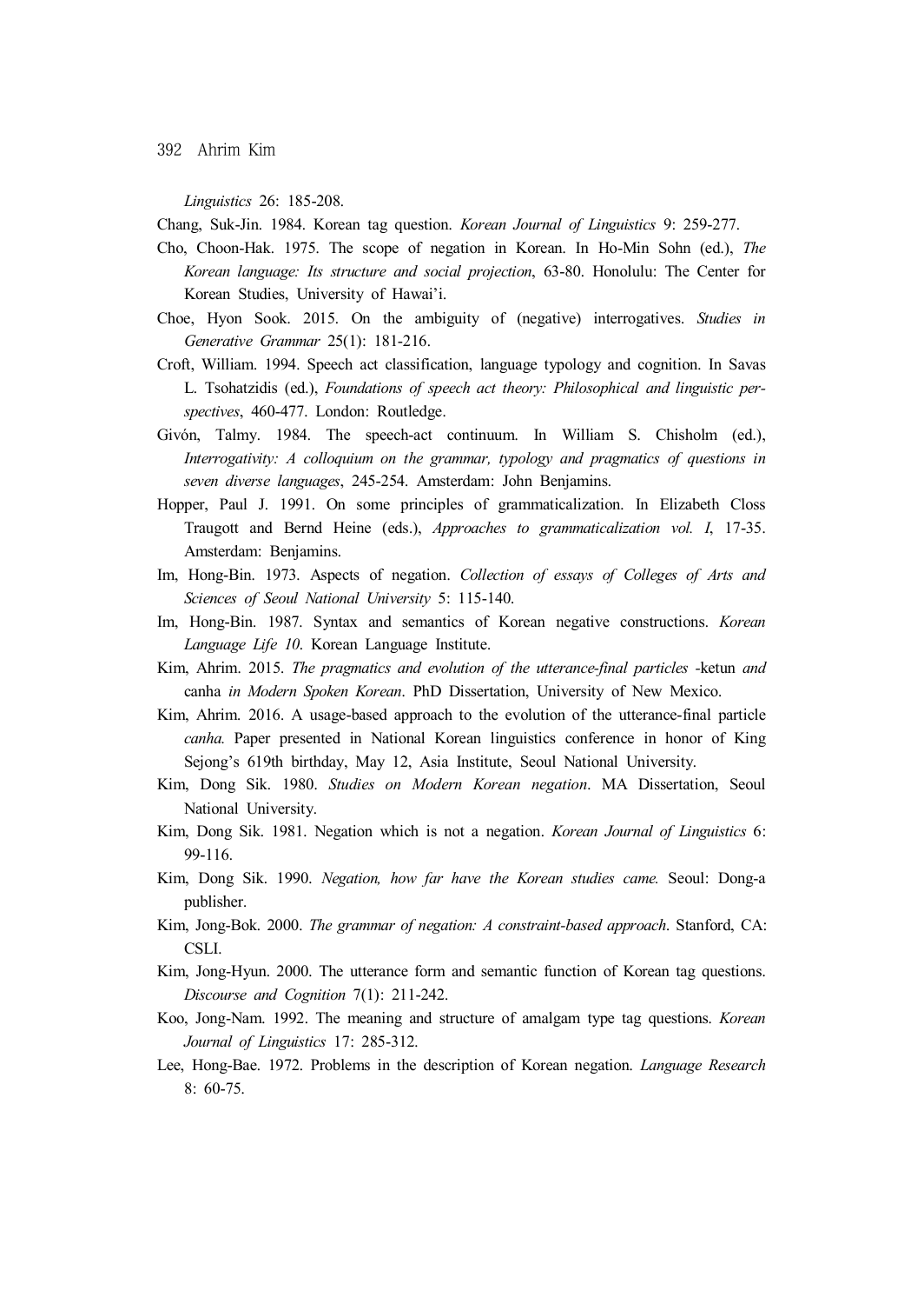*Linguistics* 26: 185-208.

Chang, Suk-Jin. 1984. Korean tag question. *Korean Journal of Linguistics* 9: 259-277.

Cho, Choon-Hak. 1975. The scope of negation in Korean. In Ho-Min Sohn (ed.), *The Korean language: Its structure and social projection*, 63-80. Honolulu: The Center for Korean Studies, University of Hawai'i.

Choe, Hyon Sook. 2015. On the ambiguity of (negative) interrogatives. *Studies in Generative Grammar* 25(1): 181-216.

Croft, William. 1994. Speech act classification, language typology and cognition. In Savas L. Tsohatzidis (ed.), *Foundations of speech act theory: Philosophical and linguistic perspectives*, 460-477. London: Routledge.

Givón, Talmy. 1984. The speech-act continuum. In William S. Chisholm (ed.), *Interrogativity: A colloquium on the grammar, typology and pragmatics of questions in seven diverse languages*, 245-254. Amsterdam: John Benjamins.

Hopper, Paul J. 1991. On some principles of grammaticalization. In Elizabeth Closs Traugott and Bernd Heine (eds.), *Approaches to grammaticalization vol. I*, 17-35. Amsterdam: Benjamins.

Im, Hong-Bin. 1973. Aspects of negation. *Collection of essays of Colleges of Arts and Sciences of Seoul National University* 5: 115-140.

Im, Hong-Bin. 1987. Syntax and semantics of Korean negative constructions. *Korean Language Life 10*. Korean Language Institute.

Kim, Ahrim. 2015. *The pragmatics and evolution of the utterance-final particles* -ketun *and* canha *in Modern Spoken Korean*. PhD Dissertation, University of New Mexico.

Kim, Ahrim. 2016. A usage-based approach to the evolution of the utterance-final particle *canha.* Paper presented in National Korean linguistics conference in honor of King Sejong's 619th birthday, May 12, Asia Institute, Seoul National University.

Kim, Dong Sik. 1980. *Studies on Modern Korean negation*. MA Dissertation, Seoul National University.

Kim, Dong Sik. 1981. Negation which is not a negation. *Korean Journal of Linguistics* 6: 99-116.

Kim, Dong Sik. 1990. *Negation, how far have the Korean studies came.* Seoul: Dong-a publisher.

Kim, Jong-Bok. 2000. *The grammar of negation: A constraint-based approach*. Stanford, CA: CSLI.

Kim, Jong-Hyun. 2000. The utterance form and semantic function of Korean tag questions. *Discourse and Cognition* 7(1): 211-242.

Koo, Jong-Nam. 1992. The meaning and structure of amalgam type tag questions. *Korean Journal of Linguistics* 17: 285-312.

Lee, Hong-Bae. 1972. Problems in the description of Korean negation. *Language Research* 8: 60-75.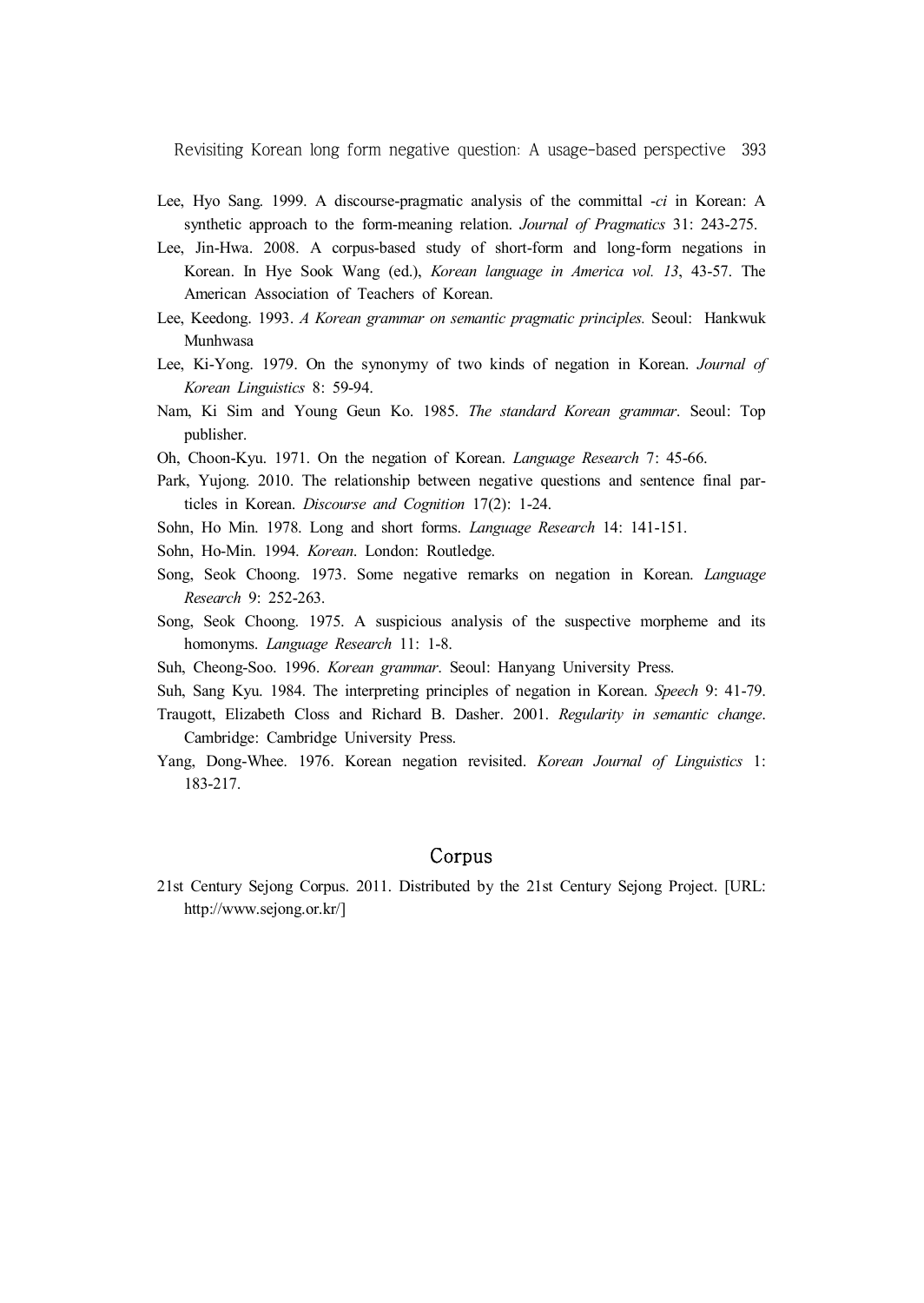Lee, Hyo Sang. 1999. A discourse-pragmatic analysis of the committal *-ci* in Korean: A synthetic approach to the form-meaning relation. *Journal of Pragmatics* 31: 243-275.

Lee, Jin-Hwa. 2008. A corpus-based study of short-form and long-form negations in Korean. In Hye Sook Wang (ed.), *Korean language in America vol. 13*, 43-57. The American Association of Teachers of Korean.

Lee, Keedong. 1993. *A Korean grammar on semantic pragmatic principles.* Seoul: Hankwuk Munhwasa

Lee, Ki-Yong. 1979. On the synonymy of two kinds of negation in Korean. *Journal of Korean Linguistics* 8: 59-94.

Nam, Ki Sim and Young Geun Ko. 1985. *The standard Korean grammar*. Seoul: Top publisher.

Oh, Choon-Kyu. 1971. On the negation of Korean. *Language Research* 7: 45-66.

Park, Yujong. 2010. The relationship between negative questions and sentence final particles in Korean. *Discourse and Cognition* 17(2): 1-24.

Sohn, Ho Min. 1978. Long and short forms. *Language Research* 14: 141-151.

Sohn, Ho-Min. 1994. *Korean*. London: Routledge.

Song, Seok Choong. 1973. Some negative remarks on negation in Korean. *Language Research* 9: 252-263.

Song, Seok Choong. 1975. A suspicious analysis of the suspective morpheme and its homonyms. *Language Research* 11: 1-8.

Suh, Cheong-Soo. 1996. *Korean grammar*. Seoul: Hanyang University Press.

Suh, Sang Kyu. 1984. The interpreting principles of negation in Korean. *Speech* 9: 41-79.

Traugott, Elizabeth Closs and Richard B. Dasher. 2001. *Regularity in semantic change*. Cambridge: Cambridge University Press.

Yang, Dong-Whee. 1976. Korean negation revisited. *Korean Journal of Linguistics* 1: 183-217.

## Corpus

21st Century Sejong Corpus. 2011. Distributed by the 21st Century Sejong Project. [URL: http://www.sejong.or.kr/]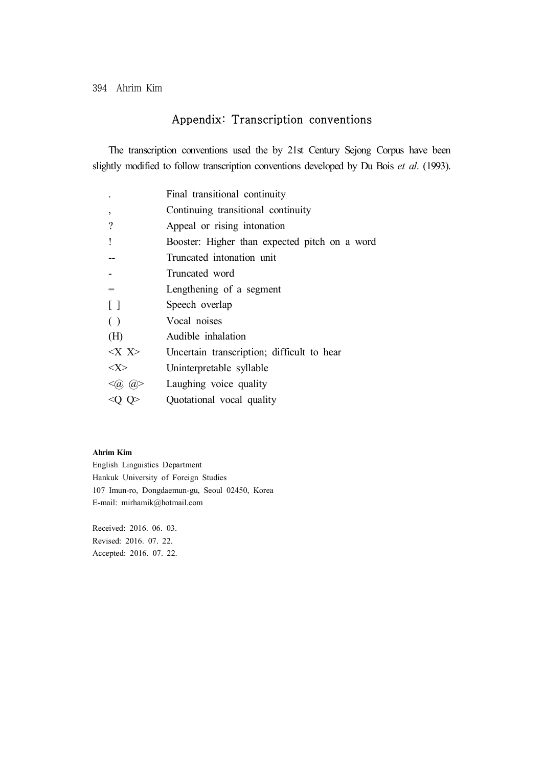## Appendix: Transcription conventions

The transcription conventions used the by 21st Century Sejong Corpus have been slightly modified to follow transcription conventions developed by Du Bois *et al*. (1993).

| | |
|---|---|
| . | Final transitional continuity |
| , | Continuing transitional continuity |
| ? | Appeal or rising intonation |
| ! | Booster: Higher than expected pitch on a word |
| -- | Truncated intonation unit |
| - | Truncated word |
| = | Lengthening of a segment |
| [ ] | Speech overlap |
| ( ) | Vocal noises |
| (H) | Audible inhalation |
| <X X> | Uncertain transcription; difficult to hear |
| <X> | Uninterpretable syllable |
| <@ @> | Laughing voice quality |
| <Q Q> | Quotational vocal quality |

**Ahrim Kim**
English Linguistics Department
Hankuk University of Foreign Studies
107 Imun-ro, Dongdaemun-gu, Seoul 02450, Korea
E-mail: mirhamik@hotmail.com

Received: 2016. 06. 03.
Revised: 2016. 07. 22.
Accepted: 2016. 07. 22.